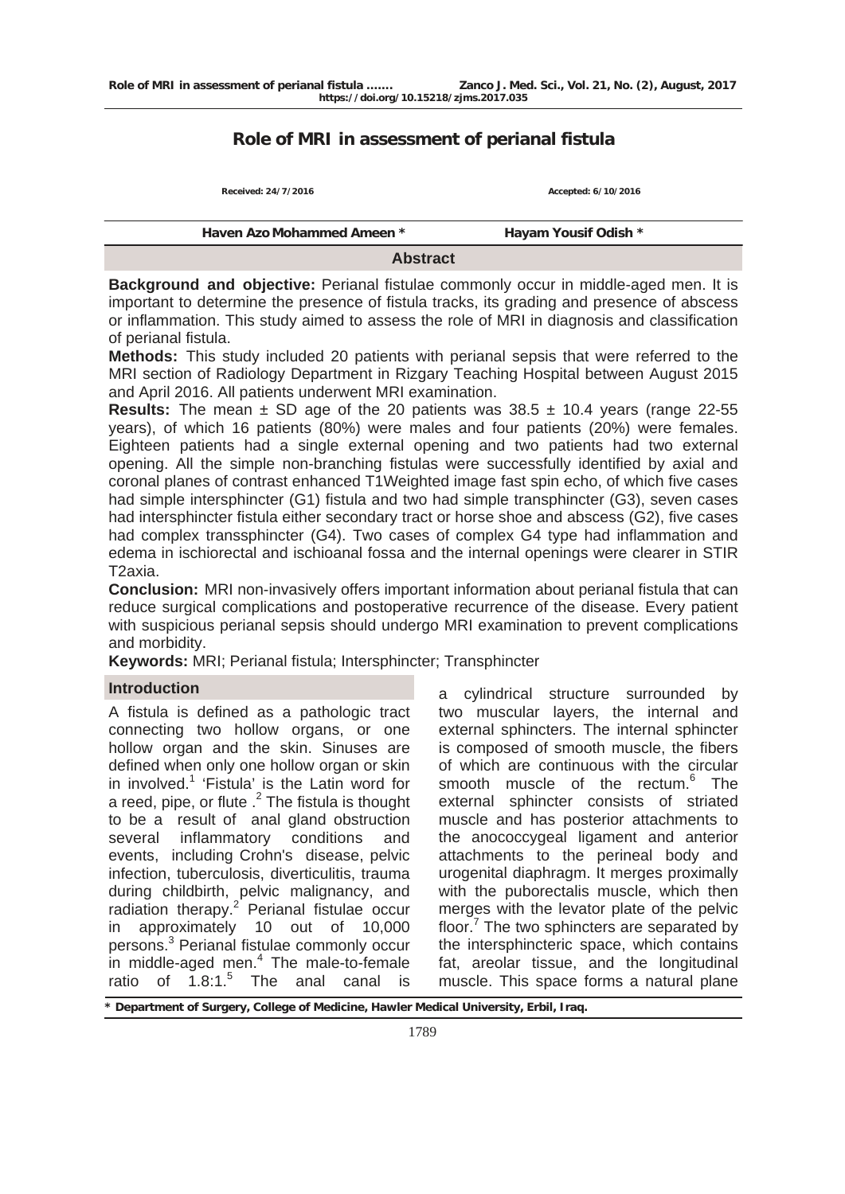# Role of MRI in assessment of perianal fistula

Received: 24/7/2016 Accepted: 6/10/2016

Haven Azo Mohammed Ameen * Hayam Yousif Odish *

## Abstract

**Background and objective:** Perianal fistulae commonly occur in middle-aged men. It is important to determine the presence of fistula tracks, its grading and presence of abscess or inflammation. This study aimed to assess the role of MRI in diagnosis and classification of perianal fistula.

**Methods:** This study included 20 patients with perianal sepsis that were referred to the MRI section of Radiology Department in Rizgary Teaching Hospital between August 2015 and April 2016. All patients underwent MRI examination.

**Results:** The mean ± SD age of the 20 patients was 38.5 ± 10.4 years (range 22-55 years), of which 16 patients (80%) were males and four patients (20%) were females. Eighteen patients had a single external opening and two patients had two external opening. All the simple non-branching fistulas were successfully identified by axial and coronal planes of contrast enhanced T1Weighted image fast spin echo, of which five cases had simple intersphincter (G1) fistula and two had simple transphincter (G3), seven cases had intersphincter fistula either secondary tract or horse shoe and abscess (G2), five cases had complex transsphincter (G4). Two cases of complex G4 type had inflammation and edema in ischiorectal and ischioanal fossa and the internal openings were clearer in STIR T2axia.

**Conclusion:** MRI non-invasively offers important information about perianal fistula that can reduce surgical complications and postoperative recurrence of the disease. Every patient with suspicious perianal sepsis should undergo MRI examination to prevent complications and morbidity.

**Keywords:** MRI; Perianal fistula; Intersphincter; Transphincter

## Introduction

A fistula is defined as a pathologic tract connecting two hollow organs, or one hollow organ and the skin. Sinuses are defined when only one hollow organ or skin in involved.[1] 'Fistula' is the Latin word for a reed, pipe, or flute .[2] The fistula is thought to be a result of anal gland obstruction several inflammatory conditions and events, including Crohn's disease, pelvic infection, tuberculosis, diverticulitis, trauma during childbirth, pelvic malignancy, and radiation therapy.[2] Perianal fistulae occur in approximately 10 out of 10,000 persons.[3] Perianal fistulae commonly occur in middle-aged men.[4] The male-to-female ratio of 1.8:1.[5] The anal canal is a cylindrical structure surrounded by two muscular layers, the internal and external sphincters. The internal sphincter is composed of smooth muscle, the fibers of which are continuous with the circular smooth muscle of the rectum.[6] The external sphincter consists of striated muscle and has posterior attachments to the anococcygeal ligament and anterior attachments to the perineal body and urogenital diaphragm. It merges proximally with the puborectalis muscle, which then merges with the levator plate of the pelvic floor.[7] The two sphincters are separated by the intersphincteric space, which contains fat, areolar tissue, and the longitudinal muscle. This space forms a natural plane

\* Department of Surgery, College of Medicine, Hawler Medical University, Erbil, Iraq.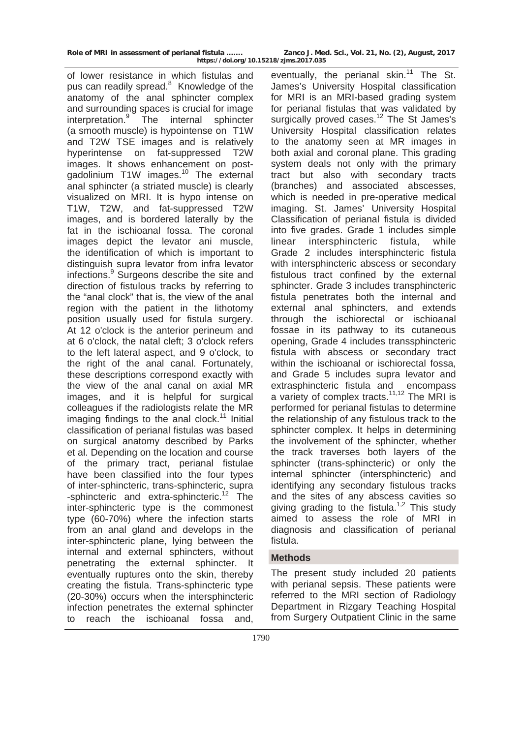of lower resistance in which fistulas and pus can readily spread.[8] Knowledge of the anatomy of the anal sphincter complex and surrounding spaces is crucial for image interpretation.[9] The internal sphincter (a smooth muscle) is hypointense on T1W and T2W TSE images and is relatively hyperintense on fat-suppressed T2W images. It shows enhancement on post-gadolinium T1W images.[10] The external anal sphincter (a striated muscle) is clearly visualized on MRI. It is hypo intense on T1W, T2W, and fat-suppressed T2W images, and is bordered laterally by the fat in the ischioanal fossa. The coronal images depict the levator ani muscle, the identification of which is important to distinguish supra levator from infra levator infections.[9] Surgeons describe the site and direction of fistulous tracks by referring to the "anal clock" that is, the view of the anal region with the patient in the lithotomy position usually used for fistula surgery. At 12 o'clock is the anterior perineum and at 6 o'clock, the natal cleft; 3 o'clock refers to the left lateral aspect, and 9 o'clock, to the right of the anal canal. Fortunately, these descriptions correspond exactly with the view of the anal canal on axial MR images, and it is helpful for surgical colleagues if the radiologists relate the MR imaging findings to the anal clock.[11] Initial classification of perianal fistulas was based on surgical anatomy described by Parks et al. Depending on the location and course of the primary tract, perianal fistulae have been classified into the four types of inter-sphincteric, trans-sphincteric, supra -sphincteric and extra-sphincteric.[12] The inter-sphincteric type is the commonest type (60-70%) where the infection starts from an anal gland and develops in the inter-sphincteric plane, lying between the internal and external sphincters, without penetrating the external sphincter. It eventually ruptures onto the skin, thereby creating the fistula. Trans-sphincteric type (20-30%) occurs when the intersphincteric infection penetrates the external sphincter to reach the ischioanal fossa and, eventually, the perianal skin.[11] The St. James's University Hospital classification for MRI is an MRI-based grading system for perianal fistulas that was validated by surgically proved cases.[12] The St James's University Hospital classification relates to the anatomy seen at MR images in both axial and coronal plane. This grading system deals not only with the primary tract but also with secondary tracts (branches) and associated abscesses, which is needed in pre-operative medical imaging. St. James' University Hospital Classification of perianal fistula is divided into five grades. Grade 1 includes simple linear intersphincteric fistula, while Grade 2 includes intersphincteric fistula with intersphincteric abscess or secondary fistulous tract confined by the external sphincter. Grade 3 includes transphincteric fistula penetrates both the internal and external anal sphincters, and extends through the ischiorectal or ischioanal fossae in its pathway to its cutaneous opening, Grade 4 includes transsphincteric fistula with abscess or secondary tract within the ischioanal or ischiorectal fossa, and Grade 5 includes supra levator and extrasphincteric fistula and encompass a variety of complex tracts.[11,12] The MRI is performed for perianal fistulas to determine the relationship of any fistulous track to the sphincter complex. It helps in determining the involvement of the sphincter, whether the track traverses both layers of the sphincter (trans-sphincteric) or only the internal sphincter (intersphincteric) and identifying any secondary fistulous tracks and the sites of any abscess cavities so giving grading to the fistula.[1,2] This study aimed to assess the role of MRI in diagnosis and classification of perianal fistula.

## Methods

The present study included 20 patients with perianal sepsis. These patients were referred to the MRI section of Radiology Department in Rizgary Teaching Hospital from Surgery Outpatient Clinic in the same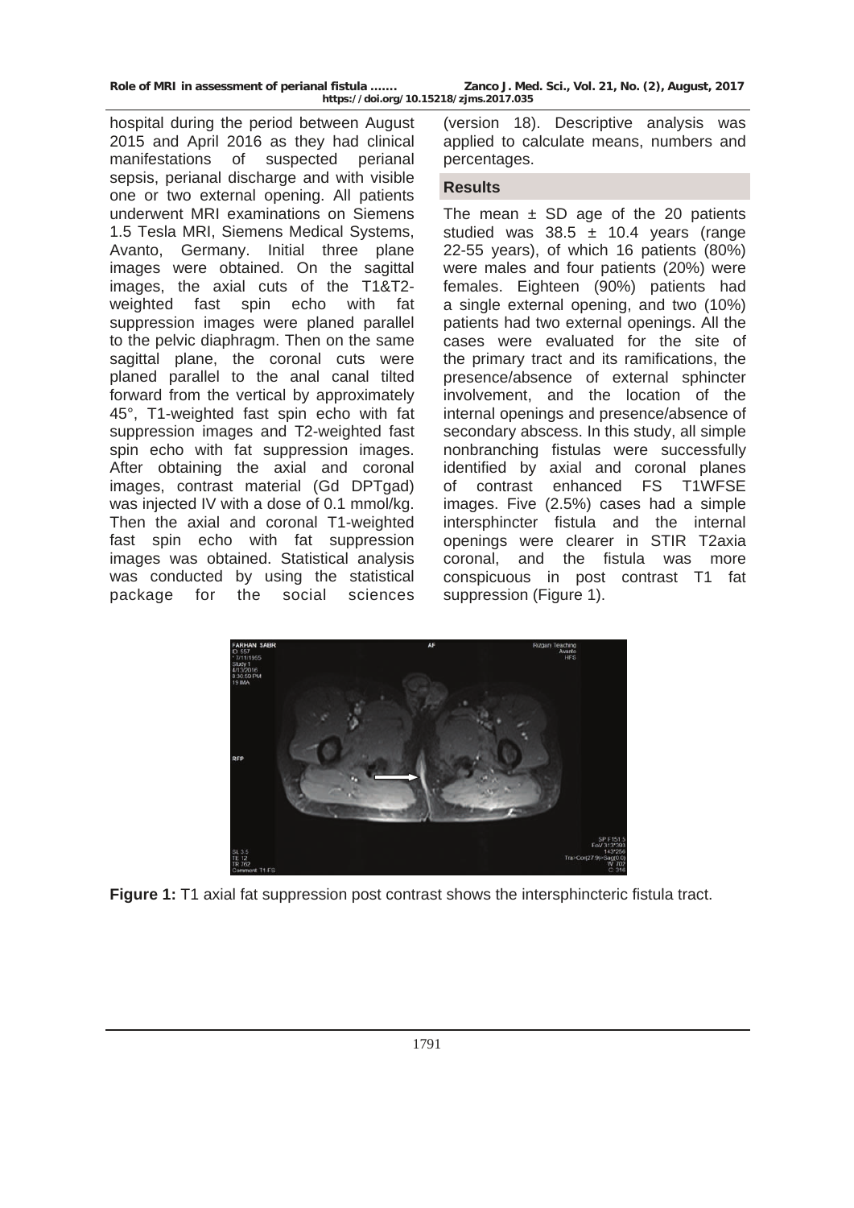hospital during the period between August 2015 and April 2016 as they had clinical manifestations of suspected perianal sepsis, perianal discharge and with visible one or two external opening. All patients underwent MRI examinations on Siemens 1.5 Tesla MRI, Siemens Medical Systems, Avanto, Germany. Initial three plane images were obtained. On the sagittal images, the axial cuts of the T1&T2-weighted fast spin echo with fat suppression images were planed parallel to the pelvic diaphragm. Then on the same sagittal plane, the coronal cuts were planed parallel to the anal canal tilted forward from the vertical by approximately 45°, T1-weighted fast spin echo with fat suppression images and T2-weighted fast spin echo with fat suppression images. After obtaining the axial and coronal images, contrast material (Gd DPTgad) was injected IV with a dose of 0.1 mmol/kg. Then the axial and coronal T1-weighted fast spin echo with fat suppression images was obtained. Statistical analysis was conducted by using the statistical package for the social sciences (version 18). Descriptive analysis was applied to calculate means, numbers and percentages.

## Results

The mean ± SD age of the 20 patients studied was 38.5 ± 10.4 years (range 22-55 years), of which 16 patients (80%) were males and four patients (20%) were females. Eighteen (90%) patients had a single external opening, and two (10%) patients had two external openings. All the cases were evaluated for the site of the primary tract and its ramifications, the presence/absence of external sphincter involvement, and the location of the internal openings and presence/absence of secondary abscess. In this study, all simple nonbranching fistulas were successfully identified by axial and coronal planes of contrast enhanced FS T1WFSE images. Five (2.5%) cases had a simple intersphincter fistula and the internal openings were clearer in STIR T2axia coronal, and the fistula was more conspicuous in post contrast T1 fat suppression (Figure 1).

**Figure 1:** T1 axial fat suppression post contrast shows the intersphincteric fistula tract.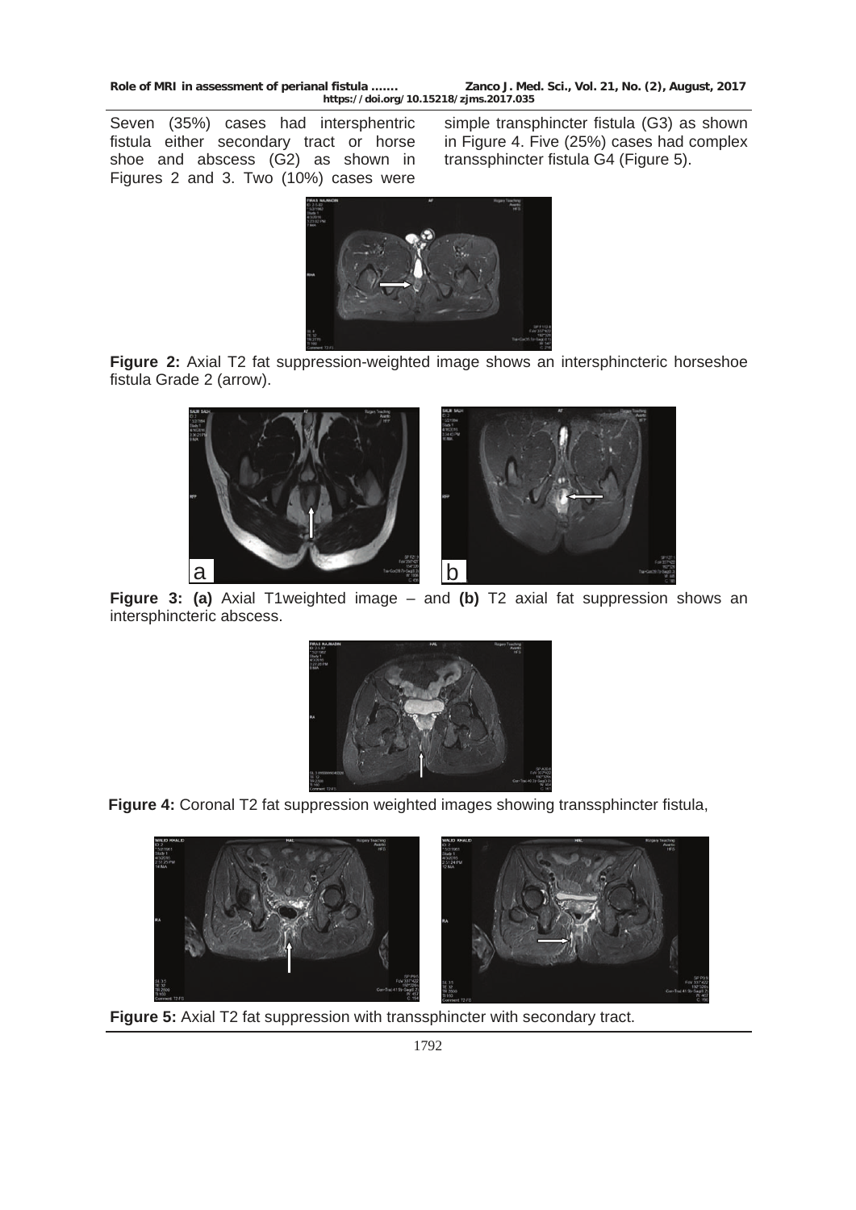Seven (35%) cases had intersphentric fistula either secondary tract or horse shoe and abscess (G2) as shown in Figures 2 and 3. Two (10%) cases were simple transphincter fistula (G3) as shown in Figure 4. Five (25%) cases had complex transsphincter fistula G4 (Figure 5).

**Figure 2:** Axial T2 fat suppression-weighted image shows an intersphincteric horseshoe fistula Grade 2 (arrow).

**Figure 3: (a)** Axial T1weighted image – and **(b)** T2 axial fat suppression shows an intersphincteric abscess.

**Figure 4:** Coronal T2 fat suppression weighted images showing transsphincter fistula,

**Figure 5:** Axial T2 fat suppression with transsphincter with secondary tract.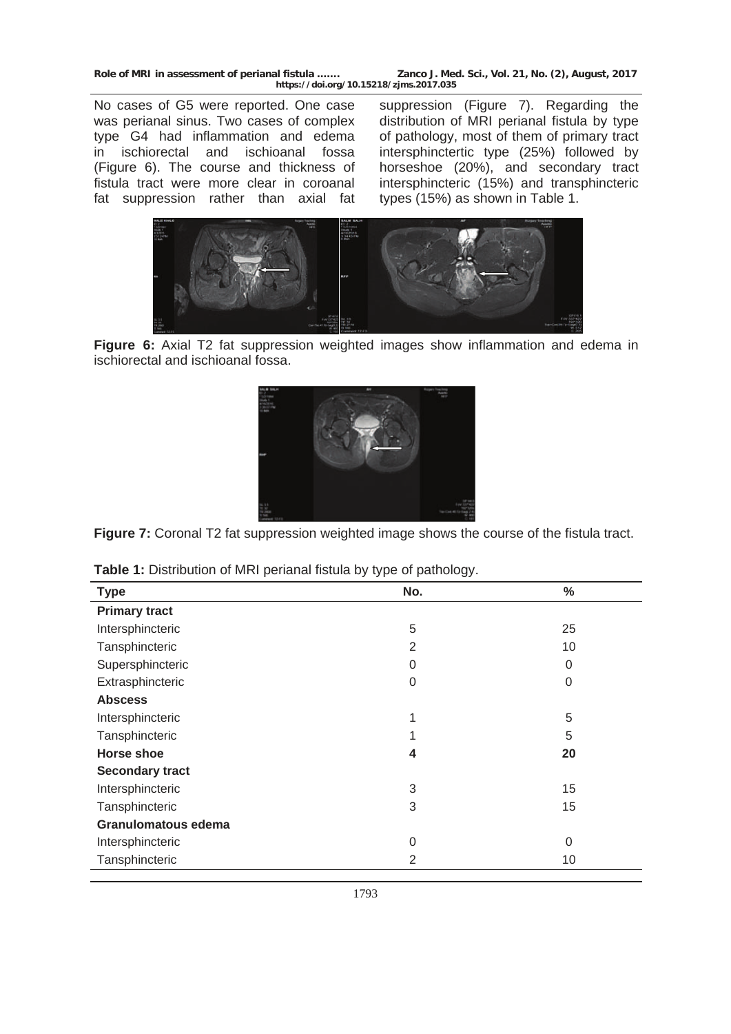No cases of G5 were reported. One case was perianal sinus. Two cases of complex type G4 had inflammation and edema in ischiorectal and ischioanal fossa (Figure 6). The course and thickness of fistula tract were more clear in coroanal fat suppression rather than axial fat suppression (Figure 7). Regarding the distribution of MRI perianal fistula by type of pathology, most of them of primary tract intersphinctertic type (25%) followed by horseshoe (20%), and secondary tract intersphincteric (15%) and transphincteric types (15%) as shown in Table 1.

**Figure 6:** Axial T2 fat suppression weighted images show inflammation and edema in ischiorectal and ischioanal fossa.

**Figure 7:** Coronal T2 fat suppression weighted image shows the course of the fistula tract.

**Table 1:** Distribution of MRI perianal fistula by type of pathology.

| Type | No. | % |
|---|---|---|
| **Primary tract** | | |
| Intersphincteric | 5 | 25 |
| Tansphincteric | 2 | 10 |
| Supersphincteric | 0 | 0 |
| Extrasphincteric | 0 | 0 |
| **Abscess** | | |
| Intersphincteric | 1 | 5 |
| Tansphincteric | 1 | 5 |
| **Horse shoe** | **4** | **20** |
| **Secondary tract** | | |
| Intersphincteric | 3 | 15 |
| Tansphincteric | 3 | 15 |
| **Granulomatous edema** | | |
| Intersphincteric | 0 | 0 |
| Tansphincteric | 2 | 10 |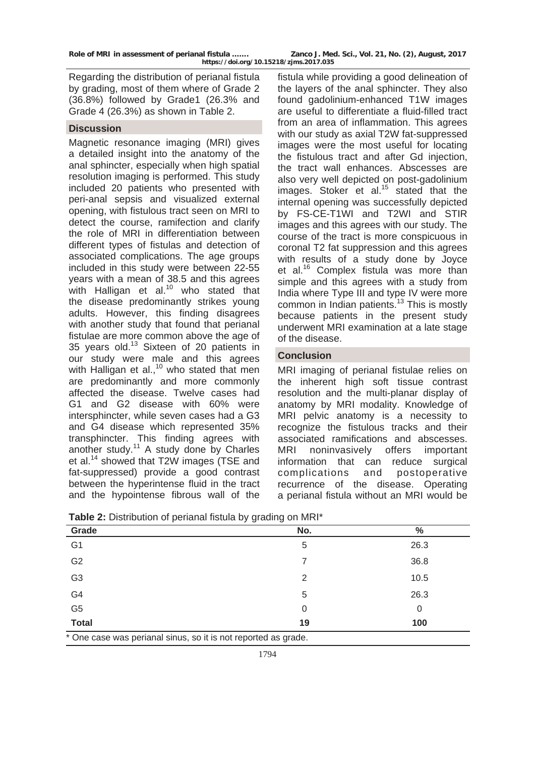Regarding the distribution of perianal fistula by grading, most of them where of Grade 2 (36.8%) followed by Grade1 (26.3% and Grade 4 (26.3%) as shown in Table 2.

## Discussion

Magnetic resonance imaging (MRI) gives a detailed insight into the anatomy of the anal sphincter, especially when high spatial resolution imaging is performed. This study included 20 patients who presented with peri-anal sepsis and visualized external opening, with fistulous tract seen on MRI to detect the course, ramifection and clarify the role of MRI in differentiation between different types of fistulas and detection of associated complications. The age groups included in this study were between 22-55 years with a mean of 38.5 and this agrees with Halligan et al.[10] who stated that the disease predominantly strikes young adults. However, this finding disagrees with another study that found that perianal fistulae are more common above the age of 35 years old.[13] Sixteen of 20 patients in our study were male and this agrees with Halligan et al.,[10] who stated that men are predominantly and more commonly affected the disease. Twelve cases had G1 and G2 disease with 60% were intersphincter, while seven cases had a G3 and G4 disease which represented 35% transphincter. This finding agrees with another study.[11] A study done by Charles et al.[14] showed that T2W images (TSE and fat-suppressed) provide a good contrast between the hyperintense fluid in the tract and the hypointense fibrous wall of the fistula while providing a good delineation of the layers of the anal sphincter. They also found gadolinium-enhanced T1W images are useful to differentiate a fluid-filled tract from an area of inflammation. This agrees with our study as axial T2W fat-suppressed images were the most useful for locating the fistulous tract and after Gd injection, the tract wall enhances. Abscesses are also very well depicted on post-gadolinium images. Stoker et al.[15] stated that the internal opening was successfully depicted by FS-CE-T1WI and T2WI and STIR images and this agrees with our study. The course of the tract is more conspicuous in coronal T2 fat suppression and this agrees with results of a study done by Joyce et al.[16] Complex fistula was more than simple and this agrees with a study from India where Type III and type IV were more common in Indian patients.[13] This is mostly because patients in the present study underwent MRI examination at a late stage of the disease.

## Conclusion

MRI imaging of perianal fistulae relies on the inherent high soft tissue contrast resolution and the multi-planar display of anatomy by MRI modality. Knowledge of MRI pelvic anatomy is a necessity to recognize the fistulous tracks and their associated ramifications and abscesses. MRI noninvasively offers important information that can reduce surgical complications and postoperative recurrence of the disease. Operating a perianal fistula without an MRI would be

**Table 2:** Distribution of perianal fistula by grading on MRI*

| Grade | No. | % |
|---|---|---|
| G1 | 5 | 26.3 |
| G2 | 7 | 36.8 |
| G3 | 2 | 10.5 |
| G4 | 5 | 26.3 |
| G5 | 0 | 0 |
| **Total** | **19** | **100** |

\* One case was perianal sinus, so it is not reported as grade.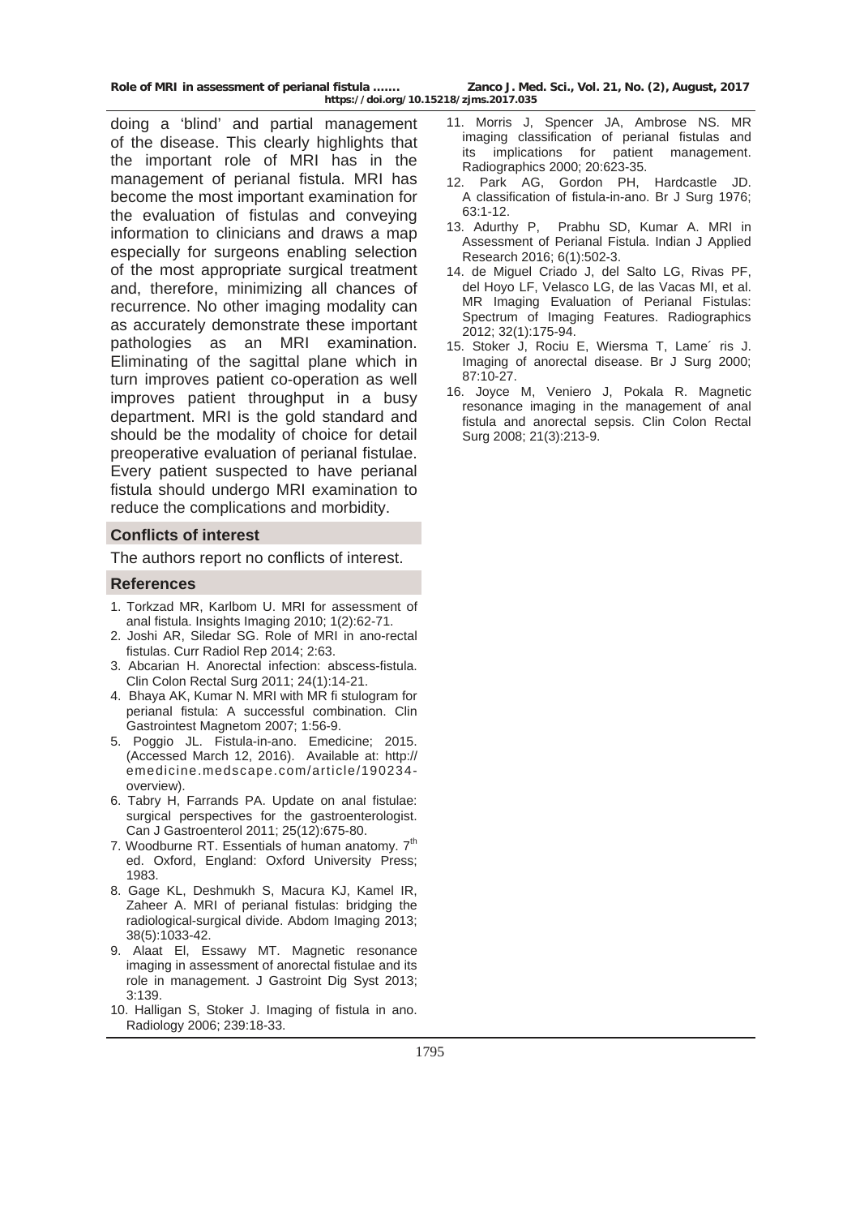doing a 'blind' and partial management of the disease. This clearly highlights that the important role of MRI has in the management of perianal fistula. MRI has become the most important examination for the evaluation of fistulas and conveying information to clinicians and draws a map especially for surgeons enabling selection of the most appropriate surgical treatment and, therefore, minimizing all chances of recurrence. No other imaging modality can as accurately demonstrate these important pathologies as an MRI examination. Eliminating of the sagittal plane which in turn improves patient co-operation as well improves patient throughput in a busy department. MRI is the gold standard and should be the modality of choice for detail preoperative evaluation of perianal fistulae. Every patient suspected to have perianal fistula should undergo MRI examination to reduce the complications and morbidity.

## Conflicts of interest

The authors report no conflicts of interest.

## References

1. Torkzad MR, Karlbom U. MRI for assessment of anal fistula. Insights Imaging 2010; 1(2):62-71.
2. Joshi AR, Siledar SG. Role of MRI in ano-rectal fistulas. Curr Radiol Rep 2014; 2:63.
3. Abcarian H. Anorectal infection: abscess-fistula. Clin Colon Rectal Surg 2011; 24(1):14-21.
4. Bhaya AK, Kumar N. MRI with MR fi stulogram for perianal fistula: A successful combination. Clin Gastrointest Magnetom 2007; 1:56-9.
5. Poggio JL. Fistula-in-ano. Emedicine; 2015. (Accessed March 12, 2016). Available at: http://emedicine.medscape.com/article/190234-overview).
6. Tabry H, Farrands PA. Update on anal fistulae: surgical perspectives for the gastroenterologist. Can J Gastroenterol 2011; 25(12):675-80.
7. Woodburne RT. Essentials of human anatomy. 7th ed. Oxford, England: Oxford University Press; 1983.
8. Gage KL, Deshmukh S, Macura KJ, Kamel IR, Zaheer A. MRI of perianal fistulas: bridging the radiological-surgical divide. Abdom Imaging 2013; 38(5):1033-42.
9. Alaat El, Essawy MT. Magnetic resonance imaging in assessment of anorectal fistulae and its role in management. J Gastroint Dig Syst 2013; 3:139.
10. Halligan S, Stoker J. Imaging of fistula in ano. Radiology 2006; 239:18-33.
11. Morris J, Spencer JA, Ambrose NS. MR imaging classification of perianal fistulas and its implications for patient management. Radiographics 2000; 20:623-35.
12. Park AG, Gordon PH, Hardcastle JD. A classification of fistula-in-ano. Br J Surg 1976; 63:1-12.
13. Adurthy P, Prabhu SD, Kumar A. MRI in Assessment of Perianal Fistula. Indian J Applied Research 2016; 6(1):502-3.
14. de Miguel Criado J, del Salto LG, Rivas PF, del Hoyo LF, Velasco LG, de las Vacas MI, et al. MR Imaging Evaluation of Perianal Fistulas: Spectrum of Imaging Features. Radiographics 2012; 32(1):175-94.
15. Stoker J, Rociu E, Wiersma T, Lame´ ris J. Imaging of anorectal disease. Br J Surg 2000; 87:10-27.
16. Joyce M, Veniero J, Pokala R. Magnetic resonance imaging in the management of anal fistula and anorectal sepsis. Clin Colon Rectal Surg 2008; 21(3):213-9.